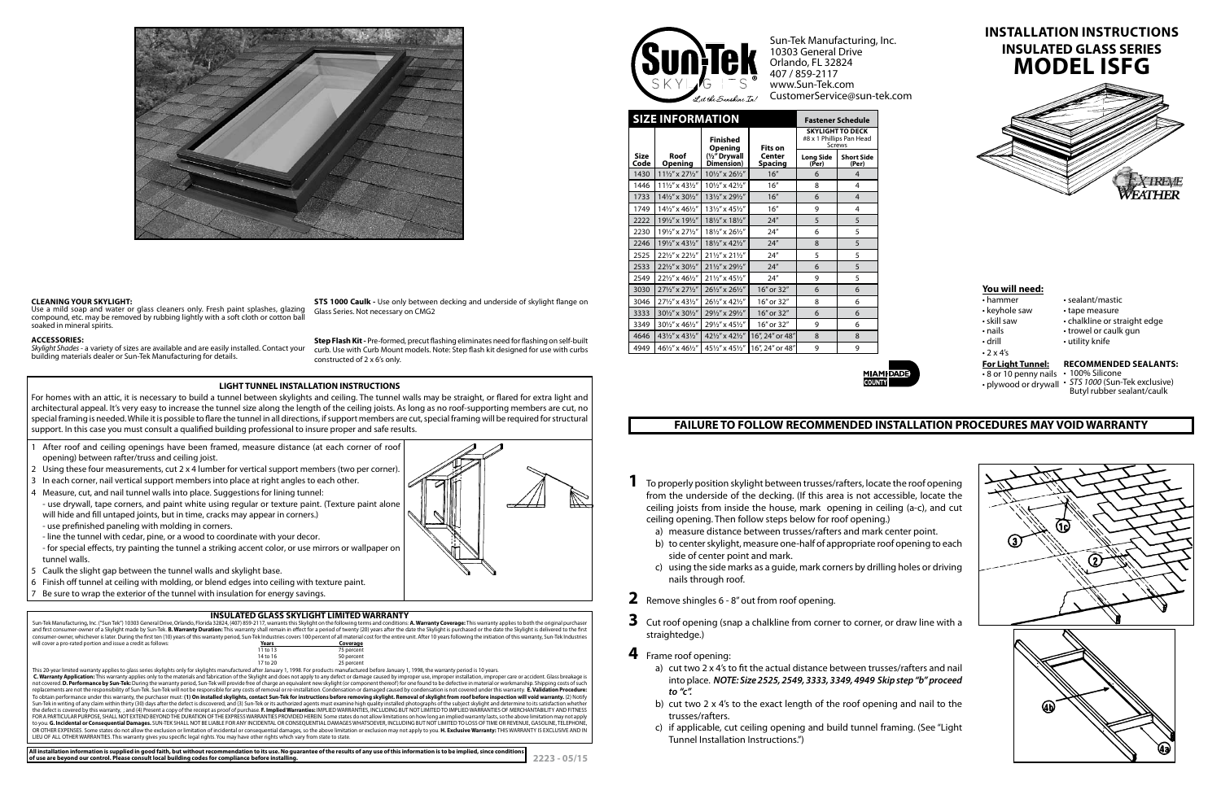# INSTALLATION INSTRUCTIONS
## INSULATED GLASS SERIES
# MODEL ISFG

Sun-Tek Manufacturing, Inc.
10303 General Drive
Orlando, FL 32824
407 / 859-2117
www.Sun-Tek.com
CustomerService@sun-tek.com

| SIZE INFORMATION | | | | Fastener Schedule | |
|---|---|---|---|---|---|
| | | | | SKYLIGHT TO DECK #8 x 1 Phillips Pan Head Screws | |
| Size Code | Roof Opening | Finished Opening (½" Drywall Dimension) | Fits on Center Spacing | Long Side (Per) | Short Side (Per) |
| 1430 | 11½" x 27½" | 10½" x 26½" | 16" | 6 | 4 |
| 1446 | 11½" x 43½" | 10½" x 42½" | 16" | 8 | 4 |
| 1733 | 14½" x 30½" | 13½" x 29½" | 16" | 6 | 4 |
| 1749 | 14½" x 46½" | 13½" x 45½" | 16" | 9 | 4 |
| 2222 | 19½" x 19½" | 18½" x 18½" | 24" | 5 | 5 |
| 2230 | 19½" x 27½" | 18½" x 26½" | 24" | 6 | 5 |
| 2246 | 19½" x 43½" | 18½" x 42½" | 24" | 8 | 5 |
| 2525 | 22½" x 22½" | 21½" x 21½" | 24" | 5 | 5 |
| 2533 | 22½" x 30½" | 21½" x 29½" | 24" | 6 | 5 |
| 2549 | 22½" x 46½" | 21½" x 45½" | 24" | 9 | 5 |
| 3030 | 27½" x 27½" | 26½" x 26½" | 16" or 32" | 6 | 6 |
| 3046 | 27½" x 43½" | 26½" x 42½" | 16" or 32" | 8 | 6 |
| 3333 | 30½" x 30½" | 29½" x 29½" | 16" or 32" | 6 | 6 |
| 3349 | 30½" x 46½" | 29½" x 45½" | 16" or 32" | 9 | 6 |
| 4646 | 43½" x 43½" | 42½" x 42½" | 16", 24" or 48" | 8 | 8 |
| 4949 | 46½" x 46½" | 45½" x 45½" | 16", 24" or 48" | 9 | 9 |

### You will need:
- hammer
- keyhole saw
- skill saw
- nails
- drill
- 2 x 4's
- sealant/mastic
- tape measure
- chalkline or straight edge
- trowel or caulk gun
- utility knife

**For Light Tunnel:**
- 8 or 10 penny nails
- plywood or drywall

**RECOMMENDED SEALANTS:**
- 100% Silicone
- *STS 1000* (Sun-Tek exclusive) Butyl rubber sealant/caulk

### CLEANING YOUR SKYLIGHT:
Use a mild soap and water or glass cleaners only. Fresh paint splashes, glazing compound, etc. may be removed by rubbing lightly with a soft cloth or cotton ball soaked in mineral spirits.

### ACCESSORIES:
*Skylight Shades* - a variety of sizes are available and are easily installed. Contact your building materials dealer or Sun-Tek Manufacturing for details.

**STS 1000 Caulk -** Use only between decking and underside of skylight flange on Glass Series. Not necessary on CMG2

**Step Flash Kit -** Pre-formed, precut flashing eliminates need for flashing on self-built curb. Use with Curb Mount models. Note: Step flash kit designed for use with curbs constructed of 2 x 6's only.

## FAILURE TO FOLLOW RECOMMENDED INSTALLATION PROCEDURES MAY VOID WARRANTY

**1** To properly position skylight between trusses/rafters, locate the roof opening from the underside of the decking. (If this area is not accessible, locate the ceiling joists from inside the house, mark opening in ceiling (a-c), and cut ceiling opening. Then follow steps below for roof opening.)
   a) measure distance between trusses/rafters and mark center point.
   b) to center skylight, measure one-half of appropriate roof opening to each side of center point and mark.
   c) using the side marks as a guide, mark corners by drilling holes or driving nails through roof.

**2** Remove shingles 6 - 8" out from roof opening.

**3** Cut roof opening (snap a chalkline from corner to corner, or draw line with a straightedge.)

**4** Frame roof opening:
   a) cut two 2 x 4's to fit the actual distance between trusses/rafters and nail into place. ***NOTE: Size 2525, 2549, 3333, 3349, 4949 Skip step "b" proceed to "c".***
   b) cut two 2 x 4's to the exact length of the roof opening and nail to the trusses/rafters.
   c) if applicable, cut ceiling opening and build tunnel framing. (See "Light Tunnel Installation Instructions.")

## LIGHT TUNNEL INSTALLATION INSTRUCTIONS

For homes with an attic, it is necessary to build a tunnel between skylights and ceiling. The tunnel walls may be straight, or flared for extra light and architectural appeal. It's very easy to increase the tunnel size along the length of the ceiling joists. As long as no roof-supporting members are cut, no special framing is needed. While it is possible to flare the tunnel in all directions, if support members are cut, special framing will be required for structural support. In this case you must consult a qualified building professional to insure proper and safe results.

1. After roof and ceiling openings have been framed, measure distance (at each corner of roof opening) between rafter/truss and ceiling joist.
2. Using these four measurements, cut 2 x 4 lumber for vertical support members (two per corner).
3. In each corner, nail vertical support members into place at right angles to each other.
4. Measure, cut, and nail tunnel walls into place. Suggestions for lining tunnel:
   - use drywall, tape corners, and paint white using regular or texture paint. (Texture paint alone will hide and fill untaped joints, but in time, cracks may appear in corners.)
   - use prefinished paneling with molding in corners.
   - line the tunnel with cedar, pine, or a wood to coordinate with your decor.
   - for special effects, try painting the tunnel a striking accent color, or use mirrors or wallpaper on tunnel walls.
5. Caulk the slight gap between the tunnel walls and skylight base.
6. Finish off tunnel at ceiling with molding, or blend edges into ceiling with texture paint.
7. Be sure to wrap the exterior of the tunnel with insulation for energy savings.

## INSULATED GLASS SKYLIGHT LIMITED WARRANTY

Sun-Tek Manufacturing, Inc. ("Sun-Tek") 10303 General Drive, Orlando, Florida 32824, (407) 859-2117, warrants this Skylight on the following terms and conditions: **A. Warranty Coverage:** This warranty applies to both the original purchaser and first consumer-owner of a Skylight made by Sun-Tek. **B. Warranty Duration:** This warranty shall remain in effect for a period of twenty (20) years after the date the Skylight is purchased or the date the Skylight is delivered to the first consumer-owner, whichever is later. During the first ten (10) years of this warranty period, Sun-Tek Industries covers 100 percent of all material cost for the entire unit. After 10 years following the initiation of this warranty, Sun-Tek Industries will cover a pro-rated portion and issue a credit as follows:

| Years | Coverage |
|---|---|
| 11 to 13 | 75 percent |
| 14 to 16 | 50 percent |
| 17 to 20 | 25 percent |

This 20-year limited warranty applies to glass series skylights only for skylights manufactured after January 1, 1998. For products manufactured before January 1, 1998, the warranty period is 10 years.
**C. Warranty Application:** This warranty applies only to the materials and fabrication of the Skylight and does not apply to any defect or damage caused by improper use, improper installation, improper care or accident. Glass breakage is not covered. **D. Performance by Sun-Tek:** During the warranty period, Sun-Tek will provide free of charge an equivalent new skylight (or component thereof) for one found to be defective in material or workmanship. Shipping costs of such replacements are not the responsibility of Sun-Tek. Sun-Tek will not be responsible for any costs of removal or re-installation. Condensation or damaged caused by condensation is not covered under this warranty. **E. Validation Procedure:** To obtain performance under this warranty, the purchaser must: **(1) On installed skylights, contact Sun-Tek for instructions before removing skylight. Removal of skylight from roof before inspection will void warranty.** (2) Notify Sun-Tek in writing of any claim within thirty (30) days after the defect is discovered, and (3) Sun-Tek or its authorized agents must examine high quality installed photographs of the subject skylight and determine to its satisfaction whether the defect is covered by this warranty, ; and (4) Present a copy of the receipt as proof of purchase. **F. Implied Warranties:** IMPLIED WARRANTIES, INCLUDING BUT NOT LIMITED TO IMPLIED WARRANTIES OF MERCHANTABILITY AND FITNESS FOR A PARTICULAR PURPOSE, SHALL NOT EXTEND BEYOND THE DURATION OF THE EXPRESS WARRANTIES PROVIDED HEREIN. Some states do not allow limitations on how long an implied warranty lasts, so the above limitation may not apply to you. **G. Incidental or Consequential Damages.** SUN-TEK SHALL NOT BE LIABLE FOR ANY INCIDENTAL OR CONSEQUENTIAL DAMAGES WHATSOEVER, INCLUDING BUT NOT LIMITED TO LOSS OF TIME OR REVENUE, GASOLINE, TELEPHONE, OR OTHER EXPENSES. Some states do not allow the exclusion or limitation of incidental or consequential damages, so the above limitation or exclusion may not apply to you. **H. Exclusive Warranty:** THIS WARRANTY IS EXCLUSIVE AND IN LIEU OF ALL OTHER WARRANTIES. This warranty gives you specific legal rights. You may have other rights which vary from state to state.

**All installation information is supplied in good faith, but without recommendation to its use. No guarantee of the results of any use of this information is to be implied, since conditions of use are beyond our control. Please consult local building codes for compliance before installing.**

2223 - 05/15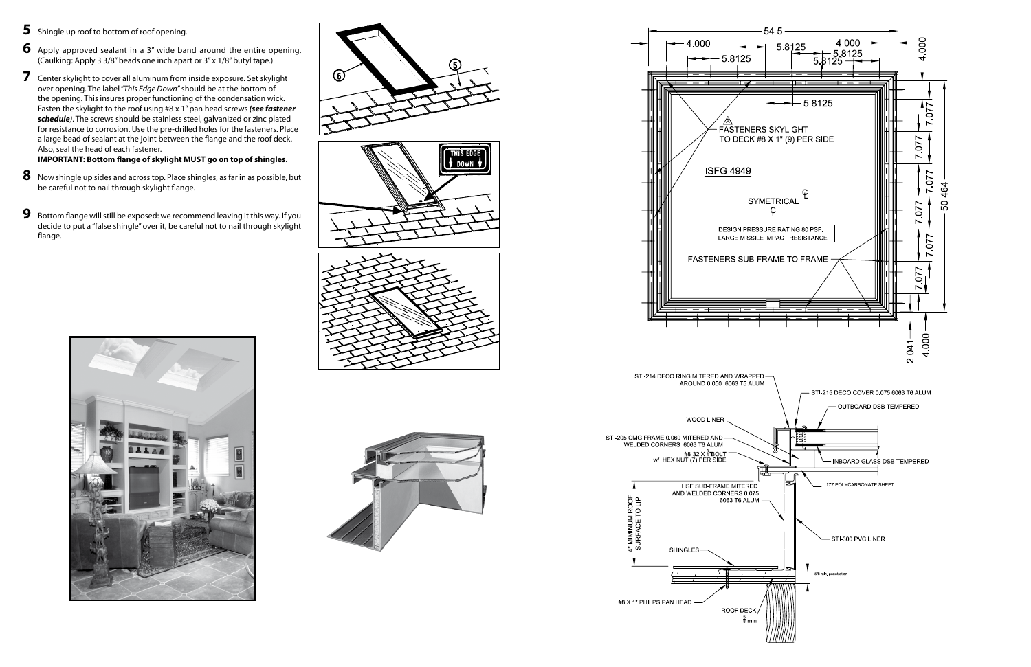5. Shingle up roof to bottom of roof opening.
6. Apply approved sealant in a 3" wide band around the entire opening. (Caulking: Apply 3 3/8" beads one inch apart or 3" x 1/8" butyl tape.)
7. Center skylight to cover all aluminum from inside exposure. Set skylight over opening. The label "*This Edge Down*" should be at the bottom of the opening. This insures proper functioning of the condensation wick. Fasten the skylight to the roof using #8 x 1" pan head screws ***(see fastener schedule)***. The screws should be stainless steel, galvanized or zinc plated for resistance to corrosion. Use the pre-drilled holes for the fasteners. Place a large bead of sealant at the joint between the flange and the roof deck. Also, seal the head of each fastener.
   **IMPORTANT: Bottom flange of skylight MUST go on top of shingles.**
8. Now shingle up sides and across top. Place shingles, as far in as possible, but be careful not to nail through skylight flange.
9. Bottom flange will still be exposed: we recommend leaving it this way. If you decide to put a "false shingle" over it, be careful not to nail through skylight flange.

6

5

THIS EDGE DOWN

54.5
4.000
5.8125
4.000
5.8125
5.8125
4.000
5.8125
FASTENERS SKYLIGHT TO DECK #8 X 1" (9) PER SIDE
ISFG 4949
SYMETRICAL
DESIGN PRESSURE RATING 80 PSF.
LARGE MISSILE IMPACT RESISTANCE
FASTENERS SUB-FRAME TO FRAME
7.077
7.077
7.077
7.077
7.077
7.077
50.464
2.041
4.000

STI-214 DECO RING MITERED AND WRAPPED AROUND 0.050 6063 T5 ALUM
STI-215 DECO COVER 0.075 6063 T6 ALUM
OUTBOARD DSB TEMPERED
WOOD LINER
STI-205 CMG FRAME 0.060 MITERED AND WELDED CORNERS 6063 T6 ALUM
#8-32 X 3/4" BOLT w/ HEX NUT (7) PER SIDE
INBOARD GLASS DSB TEMPERED
HSF SUB-FRAME MITERED AND WELDED CORNERS 0.075 6063 T6 ALUM
.177 POLYCARBONATE SHEET
4" MIMINUM ROOF SURFACE TO LIP
STI-300 PVC LINER
SHINGLES
5/8 min. penetration
#8 X 1" PHILPS PAN HEAD
ROOF DECK 5/8 min